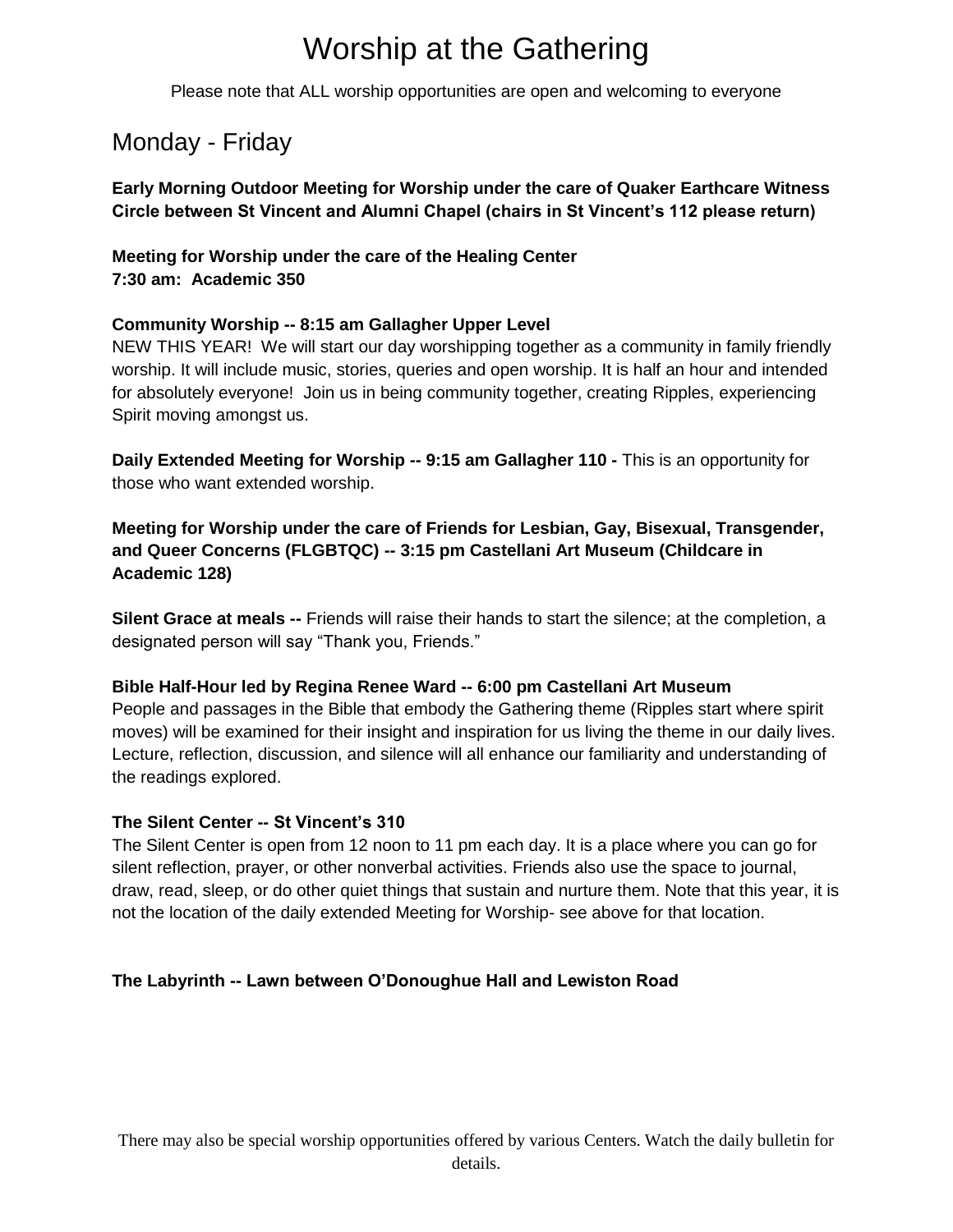# Worship at the Gathering

Please note that ALL worship opportunities are open and welcoming to everyone

## Monday - Friday

**Early Morning Outdoor Meeting for Worship under the care of Quaker Earthcare Witness Circle between St Vincent and Alumni Chapel (chairs in St Vincent's 112 please return)**

**Meeting for Worship under the care of the Healing Center**
**7:30 am: Academic 350**

**Community Worship -- 8:15 am Gallagher Upper Level**
NEW THIS YEAR! We will start our day worshipping together as a community in family friendly worship. It will include music, stories, queries and open worship. It is half an hour and intended for absolutely everyone! Join us in being community together, creating Ripples, experiencing Spirit moving amongst us.

**Daily Extended Meeting for Worship -- 9:15 am Gallagher 110 -** This is an opportunity for those who want extended worship.

**Meeting for Worship under the care of Friends for Lesbian, Gay, Bisexual, Transgender, and Queer Concerns (FLGBTQC) -- 3:15 pm Castellani Art Museum (Childcare in Academic 128)**

**Silent Grace at meals --** Friends will raise their hands to start the silence; at the completion, a designated person will say "Thank you, Friends."

**Bible Half-Hour led by Regina Renee Ward -- 6:00 pm Castellani Art Museum**
People and passages in the Bible that embody the Gathering theme (Ripples start where spirit moves) will be examined for their insight and inspiration for us living the theme in our daily lives. Lecture, reflection, discussion, and silence will all enhance our familiarity and understanding of the readings explored.

**The Silent Center -- St Vincent's 310**
The Silent Center is open from 12 noon to 11 pm each day. It is a place where you can go for silent reflection, prayer, or other nonverbal activities. Friends also use the space to journal, draw, read, sleep, or do other quiet things that sustain and nurture them. Note that this year, it is not the location of the daily extended Meeting for Worship- see above for that location.

**The Labyrinth -- Lawn between O'Donoughue Hall and Lewiston Road**

There may also be special worship opportunities offered by various Centers. Watch the daily bulletin for details.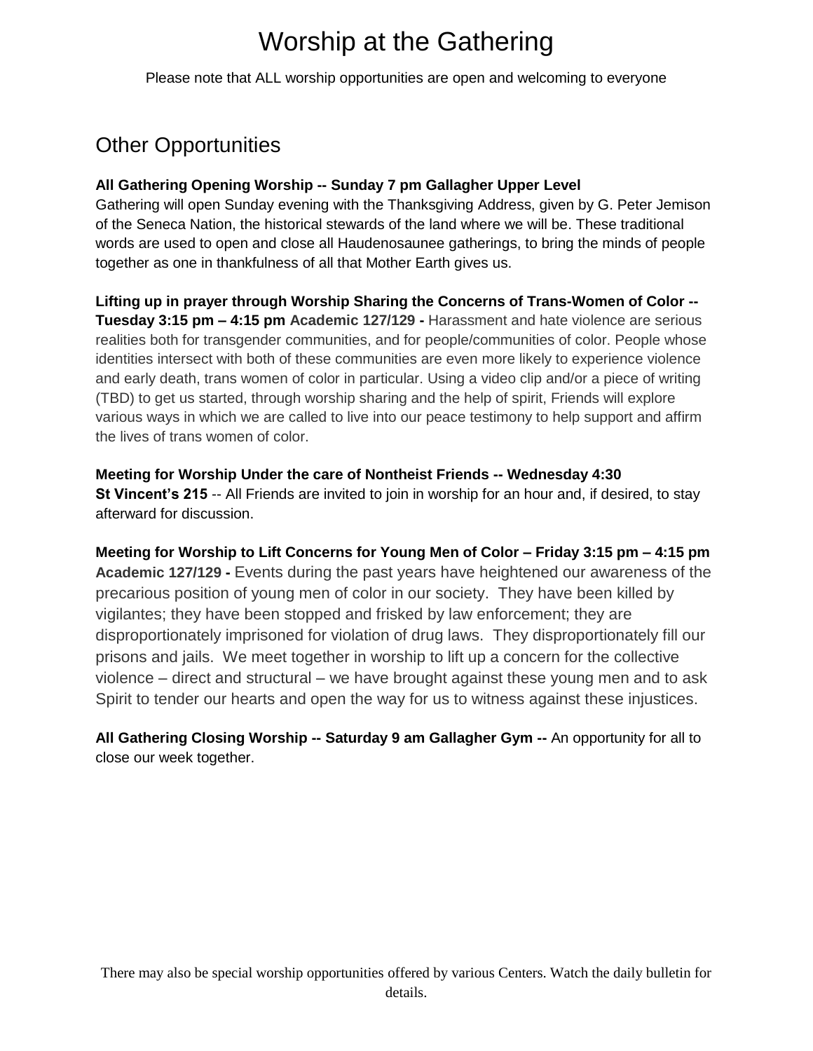# Worship at the Gathering

Please note that ALL worship opportunities are open and welcoming to everyone

## Other Opportunities

**All Gathering Opening Worship -- Sunday 7 pm Gallagher Upper Level**
Gathering will open Sunday evening with the Thanksgiving Address, given by G. Peter Jemison of the Seneca Nation, the historical stewards of the land where we will be. These traditional words are used to open and close all Haudenosaunee gatherings, to bring the minds of people together as one in thankfulness of all that Mother Earth gives us.

**Lifting up in prayer through Worship Sharing the Concerns of Trans-Women of Color -- Tuesday 3:15 pm – 4:15 pm Academic 127/129 -** Harassment and hate violence are serious realities both for transgender communities, and for people/communities of color. People whose identities intersect with both of these communities are even more likely to experience violence and early death, trans women of color in particular. Using a video clip and/or a piece of writing (TBD) to get us started, through worship sharing and the help of spirit, Friends will explore various ways in which we are called to live into our peace testimony to help support and affirm the lives of trans women of color.

**Meeting for Worship Under the care of Nontheist Friends -- Wednesday 4:30 St Vincent's 215** -- All Friends are invited to join in worship for an hour and, if desired, to stay afterward for discussion.

**Meeting for Worship to Lift Concerns for Young Men of Color – Friday 3:15 pm – 4:15 pm Academic 127/129 -** Events during the past years have heightened our awareness of the precarious position of young men of color in our society. They have been killed by vigilantes; they have been stopped and frisked by law enforcement; they are disproportionately imprisoned for violation of drug laws. They disproportionately fill our prisons and jails. We meet together in worship to lift up a concern for the collective violence – direct and structural – we have brought against these young men and to ask Spirit to tender our hearts and open the way for us to witness against these injustices.

**All Gathering Closing Worship -- Saturday 9 am Gallagher Gym --** An opportunity for all to close our week together.

There may also be special worship opportunities offered by various Centers. Watch the daily bulletin for details.